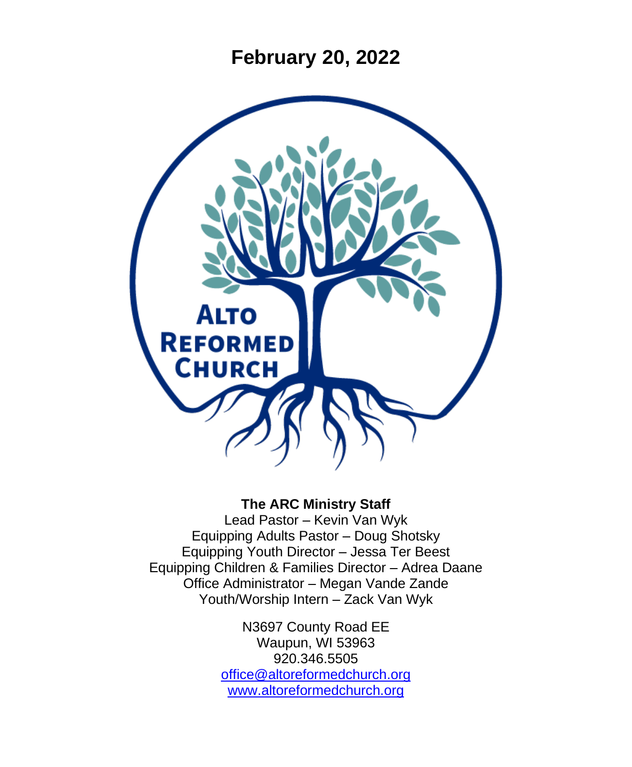# February 20, 2022

ALTO REFORMED CHURCH

**The ARC Ministry Staff**

Lead Pastor – Kevin Van Wyk
Equipping Adults Pastor – Doug Shotsky
Equipping Youth Director – Jessa Ter Beest
Equipping Children & Families Director – Adrea Daane
Office Administrator – Megan Vande Zande
Youth/Worship Intern – Zack Van Wyk

N3697 County Road EE
Waupun, WI 53963
920.346.5505
office@altoreformedchurch.org
www.altoreformedchurch.org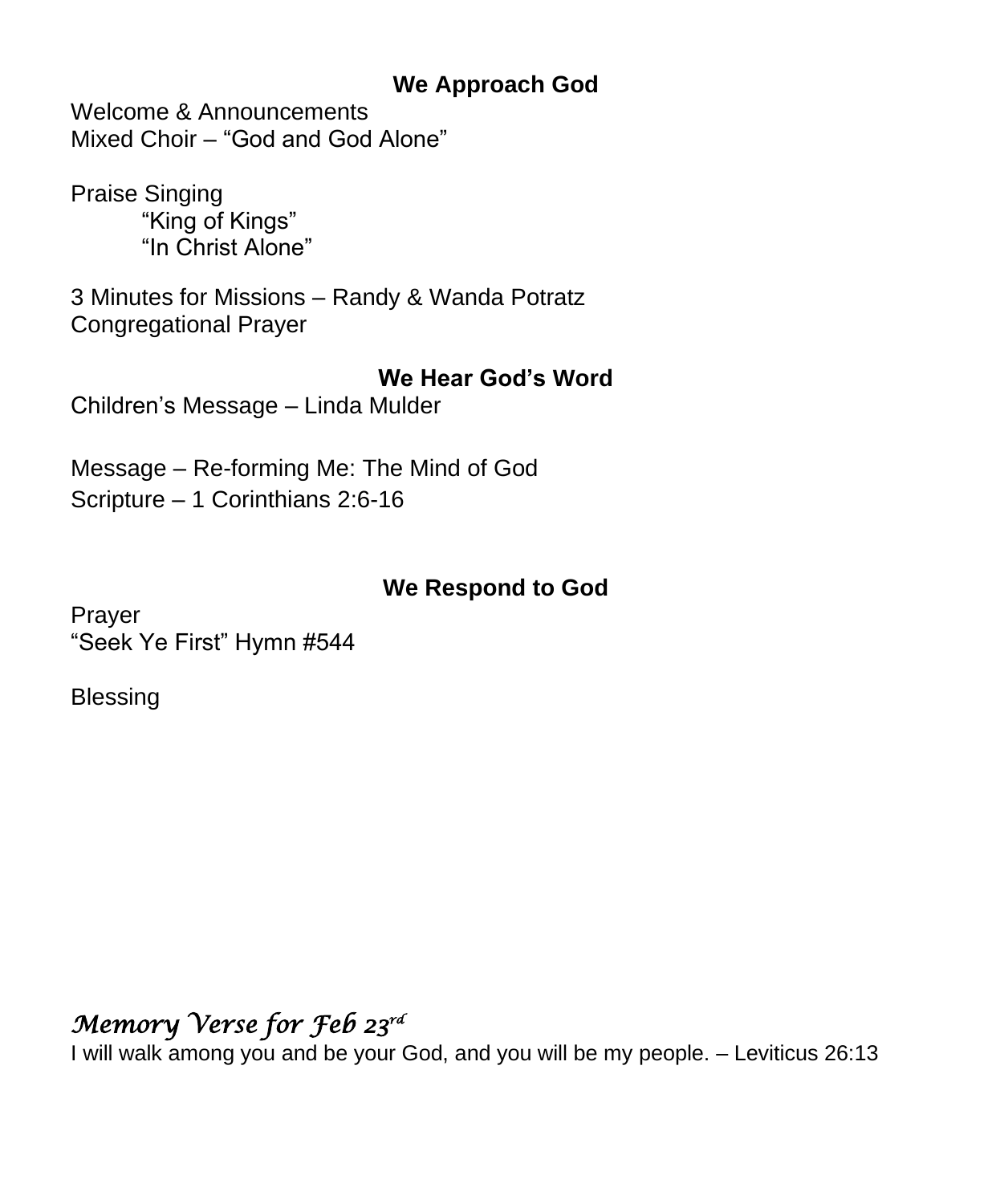## We Approach God

Welcome & Announcements
Mixed Choir – “God and God Alone”

Praise Singing
“King of Kings”
“In Christ Alone”

3 Minutes for Missions – Randy & Wanda Potratz
Congregational Prayer

## We Hear God’s Word

Children’s Message – Linda Mulder

Message – Re-forming Me: The Mind of God
Scripture – 1 Corinthians 2:6-16

## We Respond to God

Prayer
“Seek Ye First” Hymn #544

Blessing

### *Memory Verse for Feb 23rd*

I will walk among you and be your God, and you will be my people. – Leviticus 26:13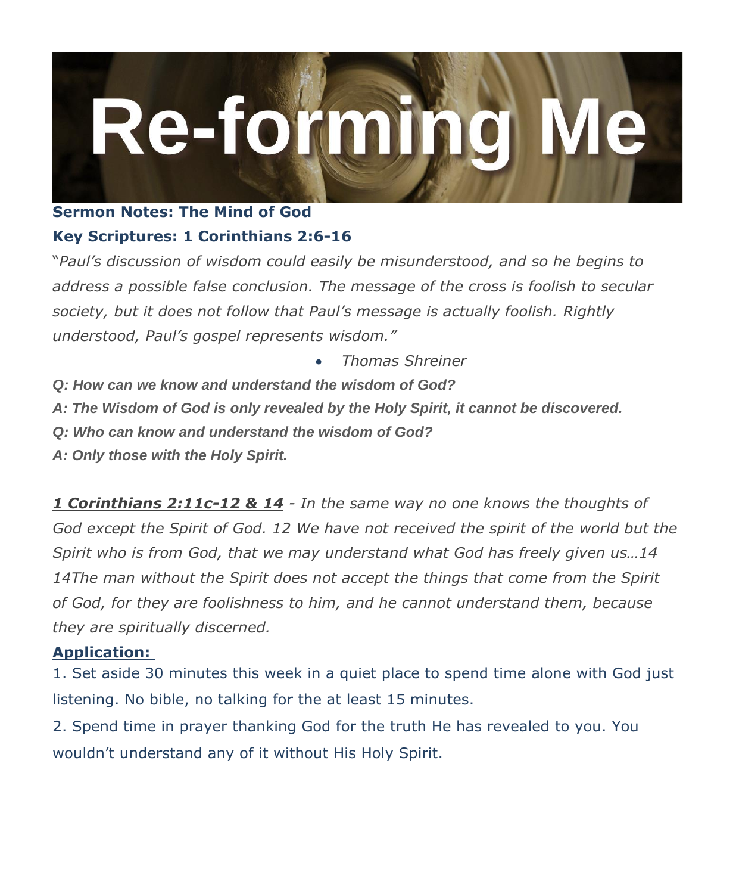# Re-forming Me

**Sermon Notes: The Mind of God**

**Key Scriptures: 1 Corinthians 2:6-16**

"*Paul's discussion of wisdom could easily be misunderstood, and so he begins to address a possible false conclusion. The message of the cross is foolish to secular society, but it does not follow that Paul's message is actually foolish. Rightly understood, Paul's gospel represents wisdom."*

- *Thomas Shreiner*

***Q: How can we know and understand the wisdom of God?***

***A: The Wisdom of God is only revealed by the Holy Spirit, it cannot be discovered.***

***Q: Who can know and understand the wisdom of God?***

***A: Only those with the Holy Spirit.***

***1 Corinthians 2:11c-12 & 14*** *- In the same way no one knows the thoughts of God except the Spirit of God. 12 We have not received the spirit of the world but the Spirit who is from God, that we may understand what God has freely given us…14 14The man without the Spirit does not accept the things that come from the Spirit of God, for they are foolishness to him, and he cannot understand them, because they are spiritually discerned.*

**Application:**

1. Set aside 30 minutes this week in a quiet place to spend time alone with God just listening. No bible, no talking for the at least 15 minutes.
2. Spend time in prayer thanking God for the truth He has revealed to you. You wouldn't understand any of it without His Holy Spirit.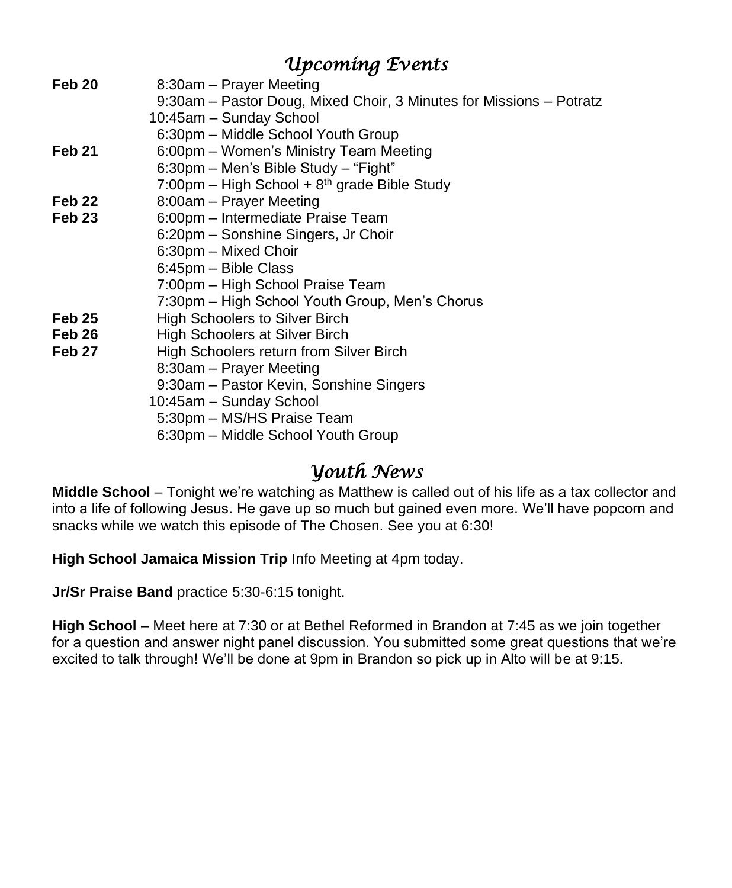## *Upcoming Events*

| | |
|---|---|
| **Feb 20** | 8:30am – Prayer Meeting |
| | 9:30am – Pastor Doug, Mixed Choir, 3 Minutes for Missions – Potratz |
| | 10:45am – Sunday School |
| | 6:30pm – Middle School Youth Group |
| **Feb 21** | 6:00pm – Women's Ministry Team Meeting |
| | 6:30pm – Men's Bible Study – "Fight" |
| | 7:00pm – High School + 8th grade Bible Study |
| **Feb 22** | 8:00am – Prayer Meeting |
| **Feb 23** | 6:00pm – Intermediate Praise Team |
| | 6:20pm – Sonshine Singers, Jr Choir |
| | 6:30pm – Mixed Choir |
| | 6:45pm – Bible Class |
| | 7:00pm – High School Praise Team |
| | 7:30pm – High School Youth Group, Men's Chorus |
| **Feb 25** | High Schoolers to Silver Birch |
| **Feb 26** | High Schoolers at Silver Birch |
| **Feb 27** | High Schoolers return from Silver Birch |
| | 8:30am – Prayer Meeting |
| | 9:30am – Pastor Kevin, Sonshine Singers |
| | 10:45am – Sunday School |
| | 5:30pm – MS/HS Praise Team |
| | 6:30pm – Middle School Youth Group |

## *Youth News*

**Middle School** – Tonight we're watching as Matthew is called out of his life as a tax collector and into a life of following Jesus. He gave up so much but gained even more. We'll have popcorn and snacks while we watch this episode of The Chosen. See you at 6:30!

**High School Jamaica Mission Trip** Info Meeting at 4pm today.

**Jr/Sr Praise Band** practice 5:30-6:15 tonight.

**High School** – Meet here at 7:30 or at Bethel Reformed in Brandon at 7:45 as we join together for a question and answer night panel discussion. You submitted some great questions that we're excited to talk through! We'll be done at 9pm in Brandon so pick up in Alto will be at 9:15.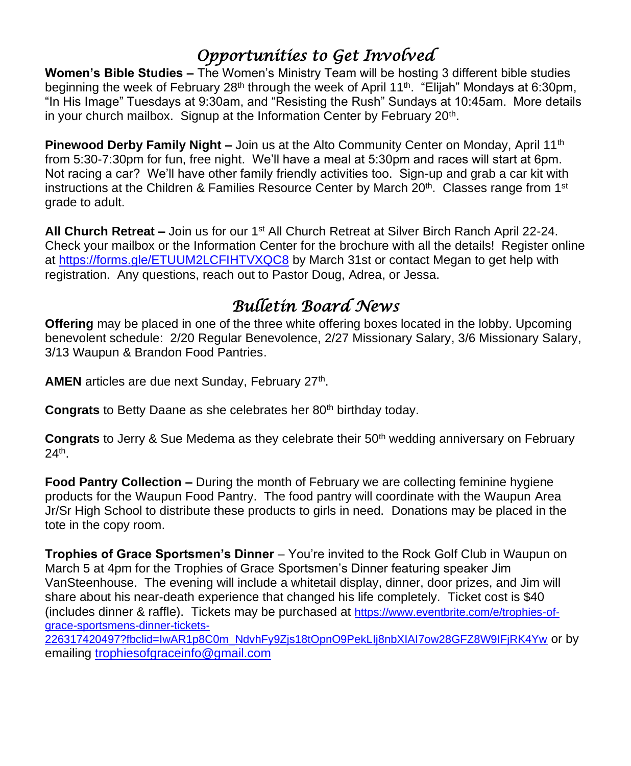## *Opportunities to Get Involved*

**Women's Bible Studies –** The Women's Ministry Team will be hosting 3 different bible studies beginning the week of February 28th through the week of April 11th. "Elijah" Mondays at 6:30pm, "In His Image" Tuesdays at 9:30am, and "Resisting the Rush" Sundays at 10:45am. More details in your church mailbox. Signup at the Information Center by February 20th.

**Pinewood Derby Family Night –** Join us at the Alto Community Center on Monday, April 11th from 5:30-7:30pm for fun, free night. We'll have a meal at 5:30pm and races will start at 6pm. Not racing a car? We'll have other family friendly activities too. Sign-up and grab a car kit with instructions at the Children & Families Resource Center by March 20th. Classes range from 1st grade to adult.

**All Church Retreat –** Join us for our 1st All Church Retreat at Silver Birch Ranch April 22-24. Check your mailbox or the Information Center for the brochure with all the details! Register online at https://forms.gle/ETUUM2LCFIHTVXQC8 by March 31st or contact Megan to get help with registration. Any questions, reach out to Pastor Doug, Adrea, or Jessa.

## *Bulletin Board News*

**Offering** may be placed in one of the three white offering boxes located in the lobby. Upcoming benevolent schedule: 2/20 Regular Benevolence, 2/27 Missionary Salary, 3/6 Missionary Salary, 3/13 Waupun & Brandon Food Pantries.

**AMEN** articles are due next Sunday, February 27th.

**Congrats** to Betty Daane as she celebrates her 80th birthday today.

**Congrats** to Jerry & Sue Medema as they celebrate their 50th wedding anniversary on February 24th.

**Food Pantry Collection –** During the month of February we are collecting feminine hygiene products for the Waupun Food Pantry. The food pantry will coordinate with the Waupun Area Jr/Sr High School to distribute these products to girls in need. Donations may be placed in the tote in the copy room.

**Trophies of Grace Sportsmen's Dinner** – You're invited to the Rock Golf Club in Waupun on March 5 at 4pm for the Trophies of Grace Sportsmen's Dinner featuring speaker Jim VanSteenhouse. The evening will include a whitetail display, dinner, door prizes, and Jim will share about his near-death experience that changed his life completely. Ticket cost is $40 (includes dinner & raffle). Tickets may be purchased at https://www.eventbrite.com/e/trophies-of-grace-sportsmens-dinner-tickets-226317420497?fbclid=IwAR1p8C0m_NdvhFy9Zjs18tOpnO9PekLIj8nbXIAI7ow28GFZ8W9IFjRK4Yw or by emailing trophiesofgraceinfo@gmail.com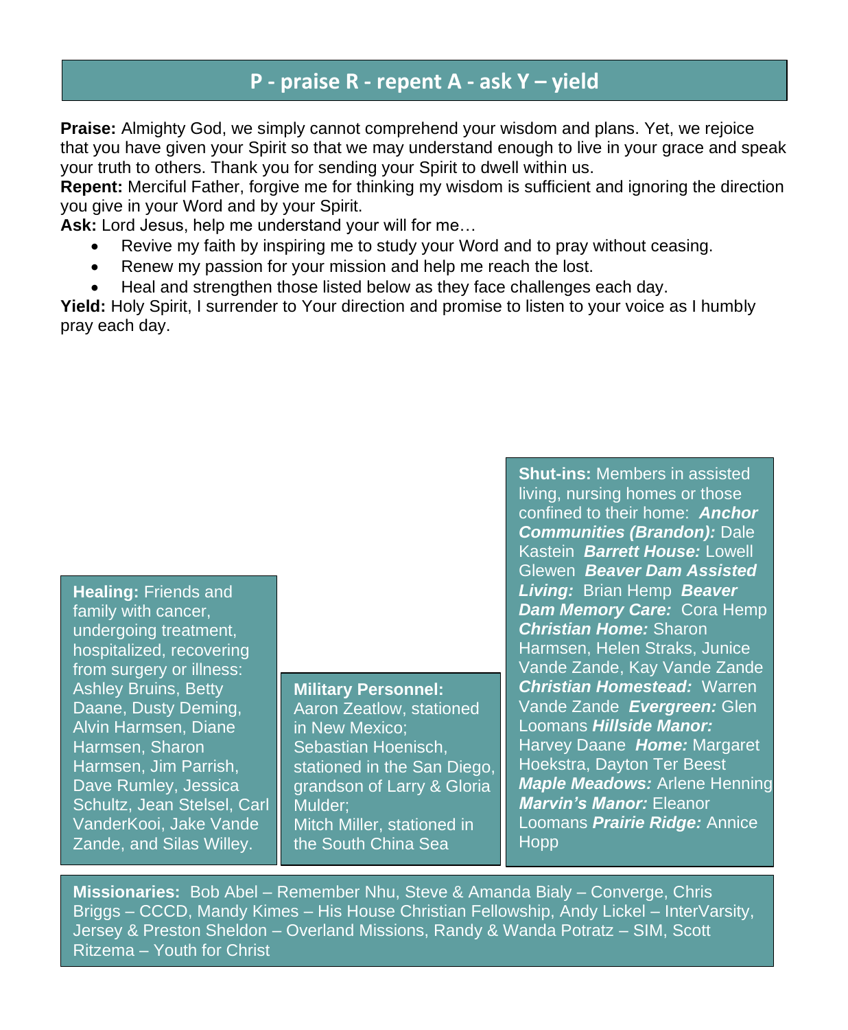## P - praise R - repent A - ask Y – yield

**Praise:** Almighty God, we simply cannot comprehend your wisdom and plans. Yet, we rejoice that you have given your Spirit so that we may understand enough to live in your grace and speak your truth to others. Thank you for sending your Spirit to dwell within us.

**Repent:** Merciful Father, forgive me for thinking my wisdom is sufficient and ignoring the direction you give in your Word and by your Spirit.

**Ask:** Lord Jesus, help me understand your will for me…

- Revive my faith by inspiring me to study your Word and to pray without ceasing.
- Renew my passion for your mission and help me reach the lost.
- Heal and strengthen those listed below as they face challenges each day.

**Yield:** Holy Spirit, I surrender to Your direction and promise to listen to your voice as I humbly pray each day.

**Healing:** Friends and family with cancer, undergoing treatment, hospitalized, recovering from surgery or illness: Ashley Bruins, Betty Daane, Dusty Deming, Alvin Harmsen, Diane Harmsen, Sharon Harmsen, Jim Parrish, Dave Rumley, Jessica Schultz, Jean Stelsel, Carl VanderKooi, Jake Vande Zande, and Silas Willey.

**Military Personnel:** Aaron Zeatlow, stationed in New Mexico; Sebastian Hoenisch, stationed in the San Diego, grandson of Larry & Gloria Mulder; Mitch Miller, stationed in the South China Sea

**Shut-ins:** Members in assisted living, nursing homes or those confined to their home: ***Anchor Communities (Brandon):*** Dale Kastein ***Barrett House:*** Lowell Glewen ***Beaver Dam Assisted Living:*** Brian Hemp ***Beaver Dam Memory Care:*** Cora Hemp ***Christian Home:*** Sharon Harmsen, Helen Straks, Junice Vande Zande, Kay Vande Zande ***Christian Homestead:*** Warren Vande Zande ***Evergreen:*** Glen Loomans ***Hillside Manor:*** Harvey Daane ***Home:*** Margaret Hoekstra, Dayton Ter Beest ***Maple Meadows:*** Arlene Henning ***Marvin's Manor:*** Eleanor Loomans ***Prairie Ridge:*** Annice Hopp

**Missionaries:** Bob Abel – Remember Nhu, Steve & Amanda Bialy – Converge, Chris Briggs – CCCD, Mandy Kimes – His House Christian Fellowship, Andy Lickel – InterVarsity, Jersey & Preston Sheldon – Overland Missions, Randy & Wanda Potratz – SIM, Scott Ritzema – Youth for Christ